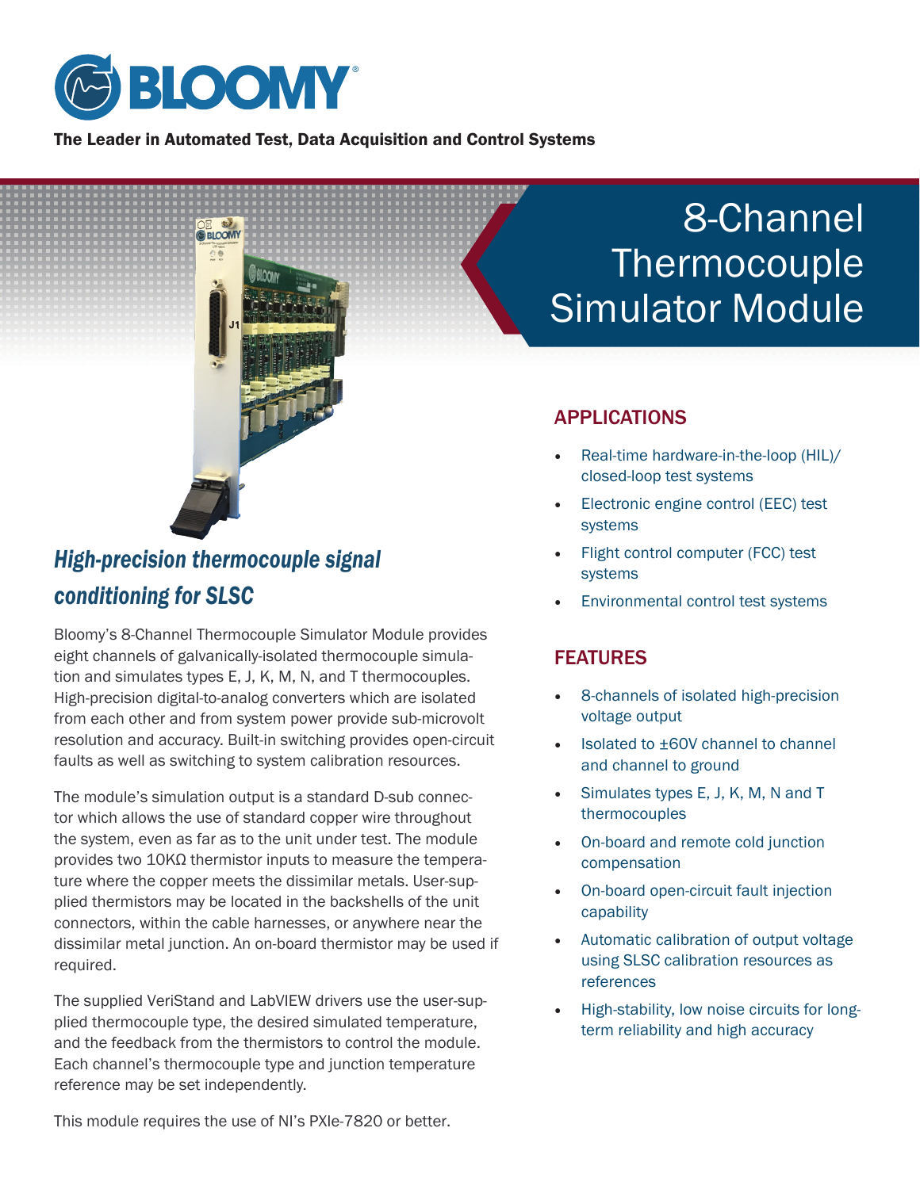# BLOOMY

**The Leader in Automated Test, Data Acquisition and Control Systems**

# 8-Channel Thermocouple Simulator Module

## *High-precision thermocouple signal conditioning for SLSC*

Bloomy's 8-Channel Thermocouple Simulator Module provides eight channels of galvanically-isolated thermocouple simulation and simulates types E, J, K, M, N, and T thermocouples. High-precision digital-to-analog converters which are isolated from each other and from system power provide sub-microvolt resolution and accuracy. Built-in switching provides open-circuit faults as well as switching to system calibration resources.

The module's simulation output is a standard D-sub connector which allows the use of standard copper wire throughout the system, even as far as to the unit under test. The module provides two 10KΩ thermistor inputs to measure the temperature where the copper meets the dissimilar metals. User-supplied thermistors may be located in the backshells of the unit connectors, within the cable harnesses, or anywhere near the dissimilar metal junction. An on-board thermistor may be used if required.

The supplied VeriStand and LabVIEW drivers use the user-supplied thermocouple type, the desired simulated temperature, and the feedback from the thermistors to control the module. Each channel's thermocouple type and junction temperature reference may be set independently.

This module requires the use of NI's PXIe-7820 or better.

## APPLICATIONS

- Real-time hardware-in-the-loop (HIL)/ closed-loop test systems
- Electronic engine control (EEC) test systems
- Flight control computer (FCC) test systems
- Environmental control test systems

## FEATURES

- 8-channels of isolated high-precision voltage output
- Isolated to ±60V channel to channel and channel to ground
- Simulates types E, J, K, M, N and T thermocouples
- On-board and remote cold junction compensation
- On-board open-circuit fault injection capability
- Automatic calibration of output voltage using SLSC calibration resources as references
- High-stability, low noise circuits for long-term reliability and high accuracy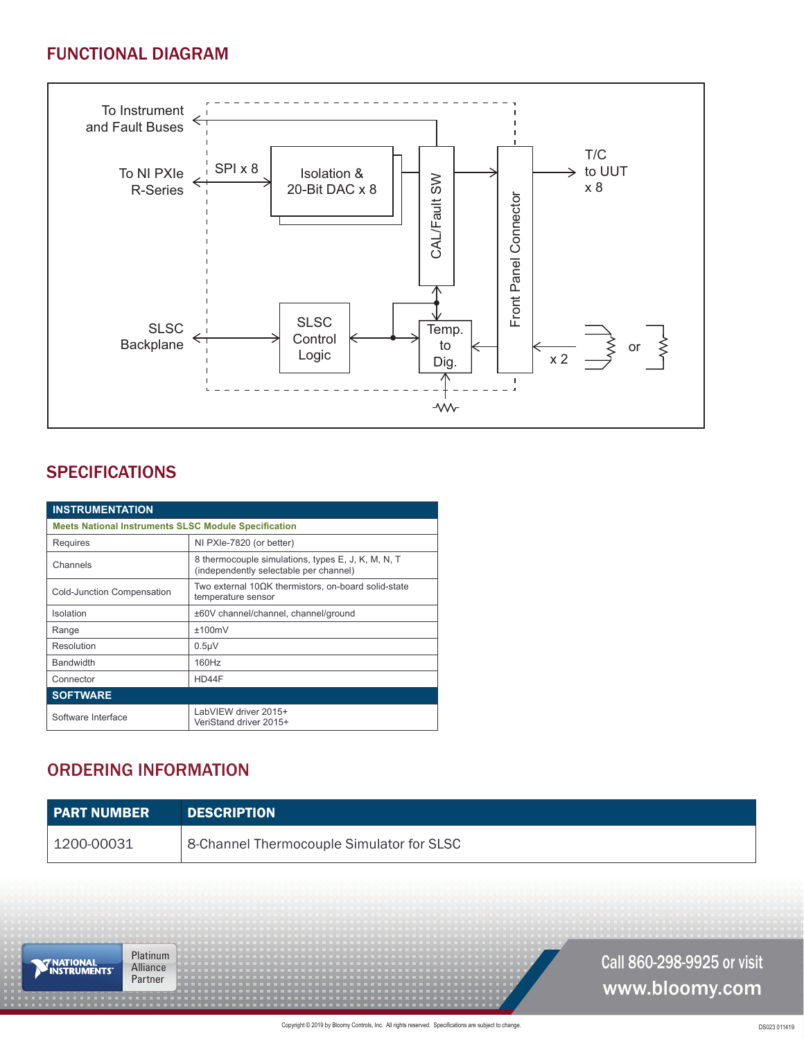## FUNCTIONAL DIAGRAM

To Instrument and Fault Buses

To NI PXIe R-Series

SPI x 8

Isolation & 20-Bit DAC x 8

CAL/Fault SW

Front Panel Connector

T/C to UUT x 8

SLSC Backplane

SLSC Control Logic

Temp. to Dig.

x 2

or

## SPECIFICATIONS

| INSTRUMENTATION | |
|---|---|
| **Meets National Instruments SLSC Module Specification** | |
| Requires | NI PXIe-7820 (or better) |
| Channels | 8 thermocouple simulations, types E, J, K, M, N, T (independently selectable per channel) |
| Cold-Junction Compensation | Two external 10ΩK thermistors, on-board solid-state temperature sensor |
| Isolation | ±60V channel/channel, channel/ground |
| Range | ±100mV |
| Resolution | 0.5μV |
| Bandwidth | 160Hz |
| Connector | HD44F |
| **SOFTWARE** | |
| Software Interface | LabVIEW driver 2015+<br>VeriStand driver 2015+ |

## ORDERING INFORMATION

| PART NUMBER | DESCRIPTION |
|---|---|
| 1200-00031 | 8-Channel Thermocouple Simulator for SLSC |

NATIONAL INSTRUMENTS Platinum Alliance Partner

Call 860-298-9925 or visit www.bloomy.com

Copyright © 2019 by Bloomy Controls, Inc. All rights reserved. Specifications are subject to change.

DS023 011419